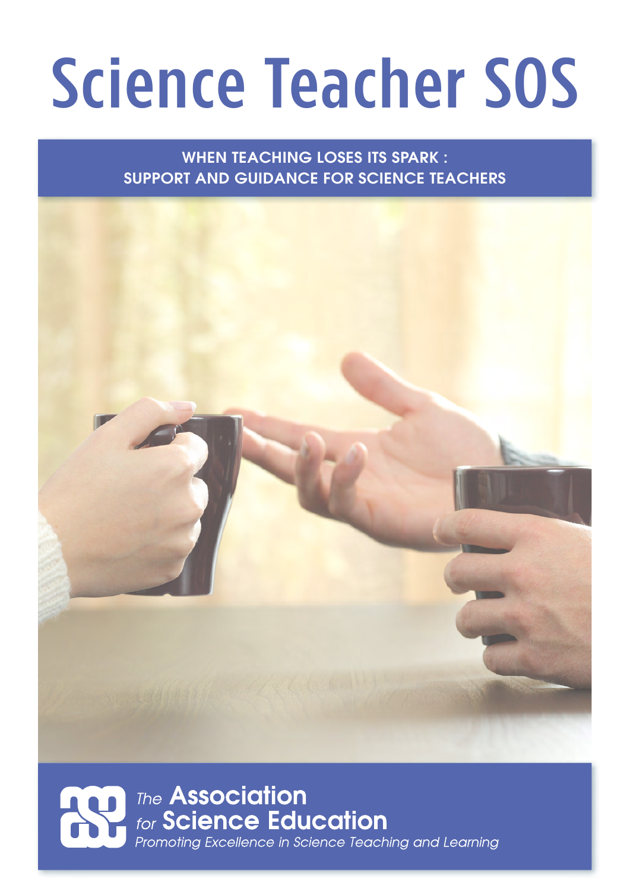# Science Teacher SOS

WHEN TEACHING LOSES ITS SPARK :
SUPPORT AND GUIDANCE FOR SCIENCE TEACHERS

*The* **Association**
*for* **Science Education**
*Promoting Excellence in Science Teaching and Learning*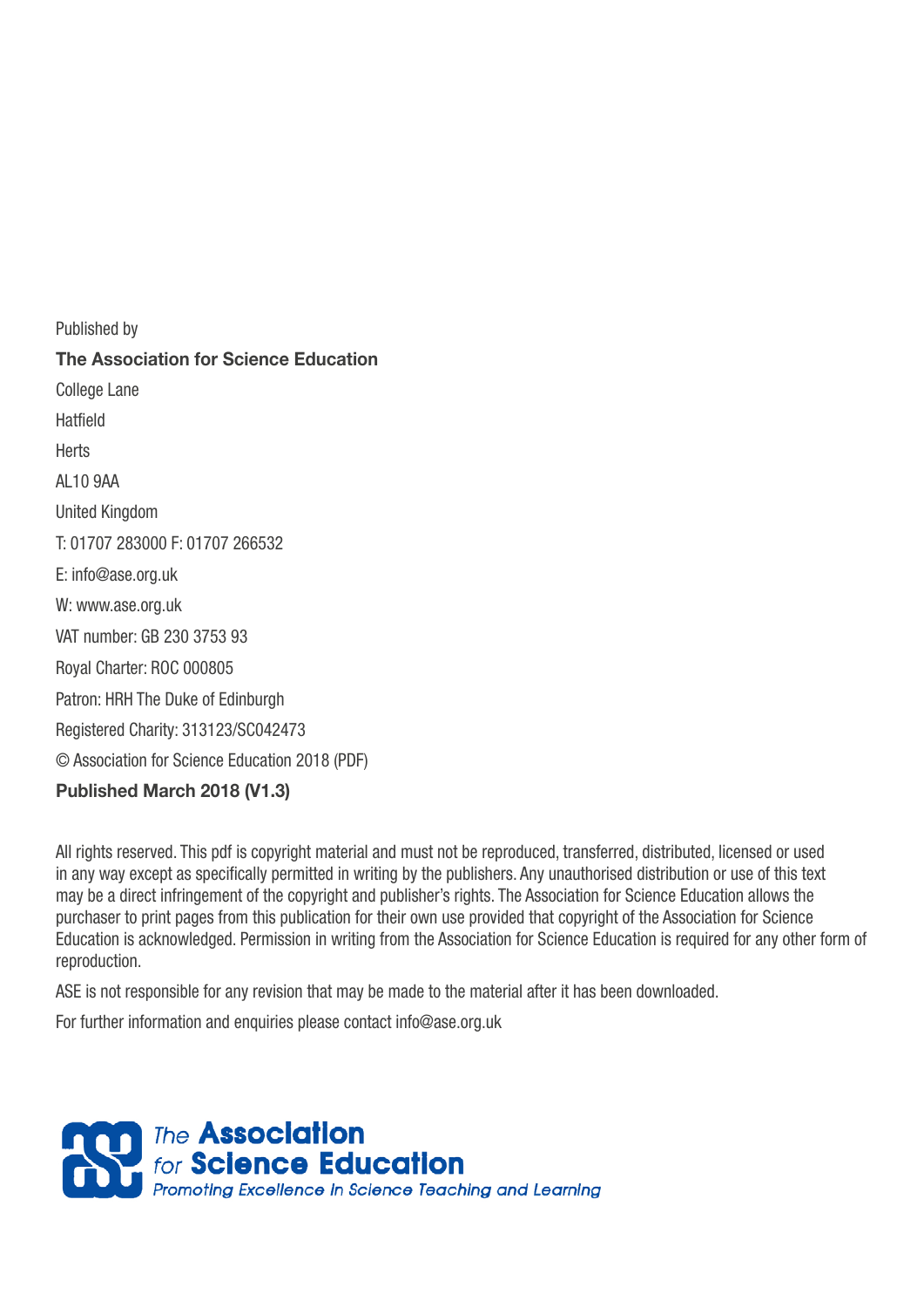Published by

**The Association for Science Education**

College Lane

Hatfield

Herts

AL10 9AA

United Kingdom

T: 01707 283000 F: 01707 266532

E: info@ase.org.uk

W: www.ase.org.uk

VAT number: GB 230 3753 93

Royal Charter: ROC 000805

Patron: HRH The Duke of Edinburgh

Registered Charity: 313123/SC042473

© Association for Science Education 2018 (PDF)

**Published March 2018 (V1.3)**

All rights reserved. This pdf is copyright material and must not be reproduced, transferred, distributed, licensed or used in any way except as specifically permitted in writing by the publishers. Any unauthorised distribution or use of this text may be a direct infringement of the copyright and publisher's rights. The Association for Science Education allows the purchaser to print pages from this publication for their own use provided that copyright of the Association for Science Education is acknowledged. Permission in writing from the Association for Science Education is required for any other form of reproduction.

ASE is not responsible for any revision that may be made to the material after it has been downloaded.

For further information and enquiries please contact info@ase.org.uk

The **Association** for **Science Education**

*Promoting Excellence in Science Teaching and Learning*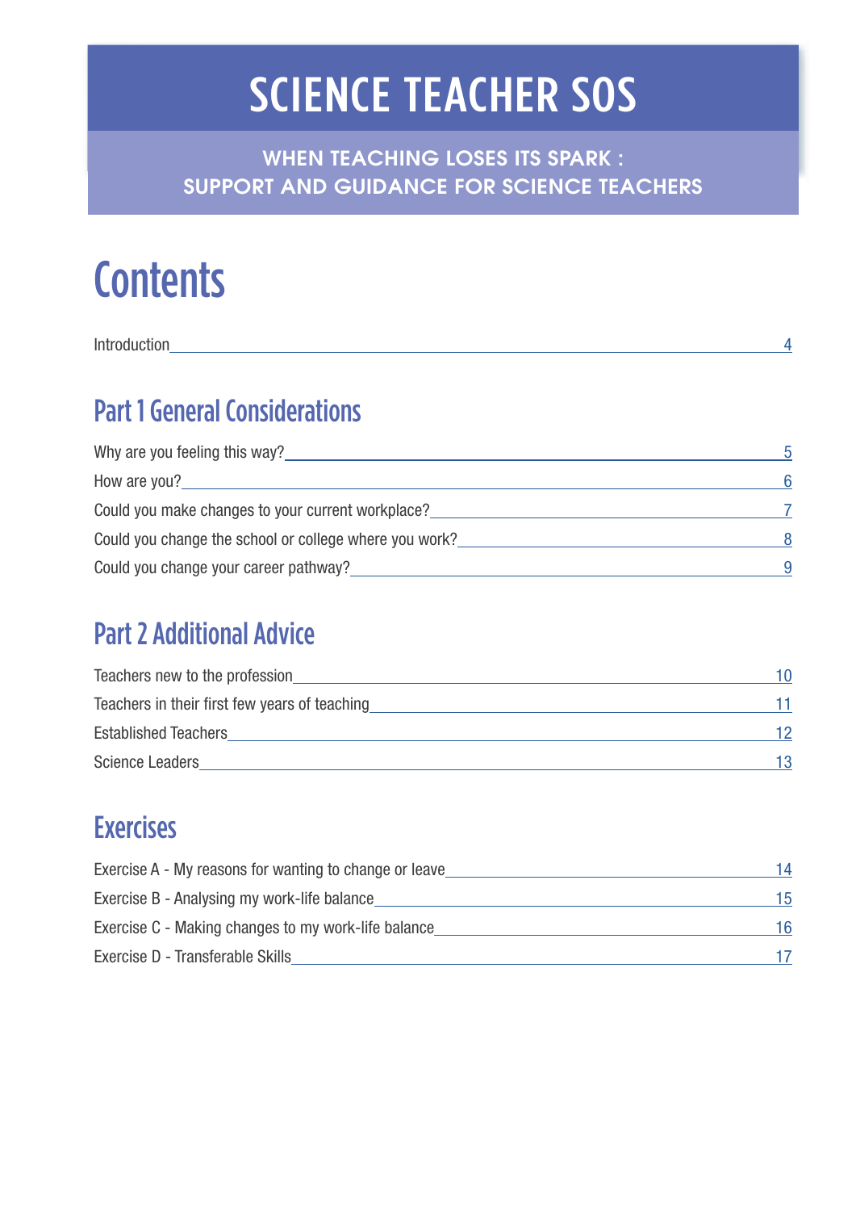# SCIENCE TEACHER SOS

WHEN TEACHING LOSES ITS SPARK :
SUPPORT AND GUIDANCE FOR SCIENCE TEACHERS

# Contents

Introduction 4

## Part 1 General Considerations

Why are you feeling this way? 5

How are you? 6

Could you make changes to your current workplace? 7

Could you change the school or college where you work? 8

Could you change your career pathway? 9

## Part 2 Additional Advice

Teachers new to the profession 10

Teachers in their first few years of teaching 11

Established Teachers 12

Science Leaders 13

## Exercises

Exercise A - My reasons for wanting to change or leave 14

Exercise B - Analysing my work-life balance 15

Exercise C - Making changes to my work-life balance 16

Exercise D - Transferable Skills 17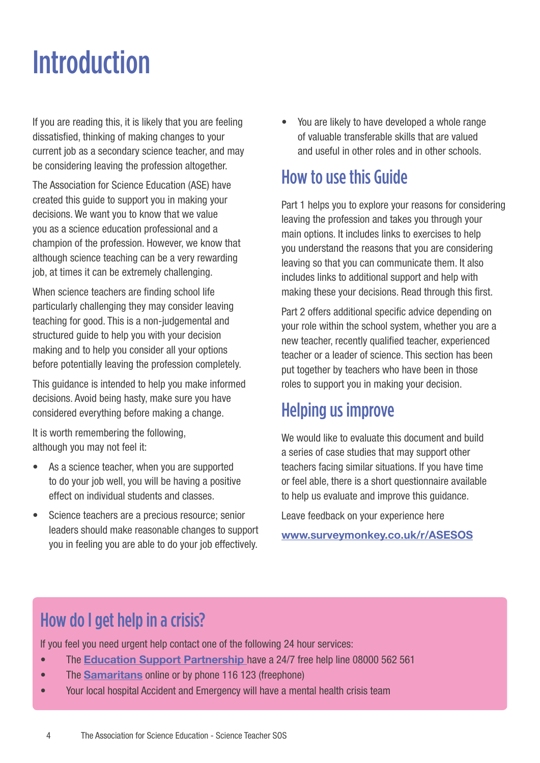# Introduction

If you are reading this, it is likely that you are feeling dissatisfied, thinking of making changes to your current job as a secondary science teacher, and may be considering leaving the profession altogether.

The Association for Science Education (ASE) have created this guide to support you in making your decisions. We want you to know that we value you as a science education professional and a champion of the profession. However, we know that although science teaching can be a very rewarding job, at times it can be extremely challenging.

When science teachers are finding school life particularly challenging they may consider leaving teaching for good. This is a non-judgemental and structured guide to help you with your decision making and to help you consider all your options before potentially leaving the profession completely.

This guidance is intended to help you make informed decisions. Avoid being hasty, make sure you have considered everything before making a change.

It is worth remembering the following, although you may not feel it:

- As a science teacher, when you are supported to do your job well, you will be having a positive effect on individual students and classes.
- Science teachers are a precious resource; senior leaders should make reasonable changes to support you in feeling you are able to do your job effectively.
- You are likely to have developed a whole range of valuable transferable skills that are valued and useful in other roles and in other schools.

## How to use this Guide

Part 1 helps you to explore your reasons for considering leaving the profession and takes you through your main options. It includes links to exercises to help you understand the reasons that you are considering leaving so that you can communicate them. It also includes links to additional support and help with making these your decisions. Read through this first.

Part 2 offers additional specific advice depending on your role within the school system, whether you are a new teacher, recently qualified teacher, experienced teacher or a leader of science. This section has been put together by teachers who have been in those roles to support you in making your decision.

## Helping us improve

We would like to evaluate this document and build a series of case studies that may support other teachers facing similar situations. If you have time or feel able, there is a short questionnaire available to help us evaluate and improve this guidance.

Leave feedback on your experience here

**www.surveymonkey.co.uk/r/ASESOS**

## How do I get help in a crisis?

If you feel you need urgent help contact one of the following 24 hour services:

- The **Education Support Partnership** have a 24/7 free help line 08000 562 561
- The **Samaritans** online or by phone 116 123 (freephone)
- Your local hospital Accident and Emergency will have a mental health crisis team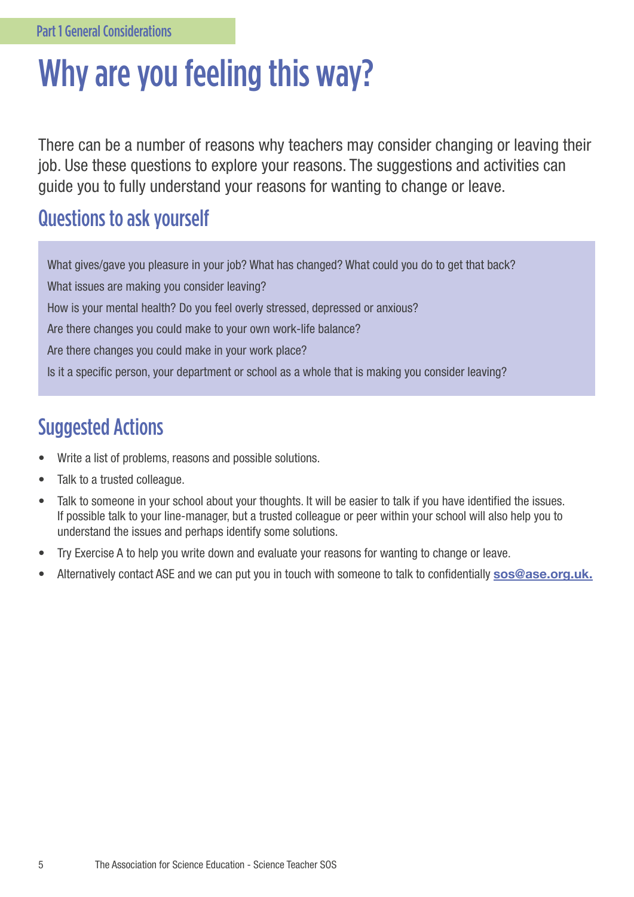Part 1 General Considerations

# Why are you feeling this way?

There can be a number of reasons why teachers may consider changing or leaving their job. Use these questions to explore your reasons. The suggestions and activities can guide you to fully understand your reasons for wanting to change or leave.

## Questions to ask yourself

What gives/gave you pleasure in your job? What has changed? What could you do to get that back?

What issues are making you consider leaving?

How is your mental health? Do you feel overly stressed, depressed or anxious?

Are there changes you could make to your own work-life balance?

Are there changes you could make in your work place?

Is it a specific person, your department or school as a whole that is making you consider leaving?

## Suggested Actions

- Write a list of problems, reasons and possible solutions.
- Talk to a trusted colleague.
- Talk to someone in your school about your thoughts. It will be easier to talk if you have identified the issues. If possible talk to your line-manager, but a trusted colleague or peer within your school will also help you to understand the issues and perhaps identify some solutions.
- Try Exercise A to help you write down and evaluate your reasons for wanting to change or leave.
- Alternatively contact ASE and we can put you in touch with someone to talk to confidentially **sos@ase.org.uk.**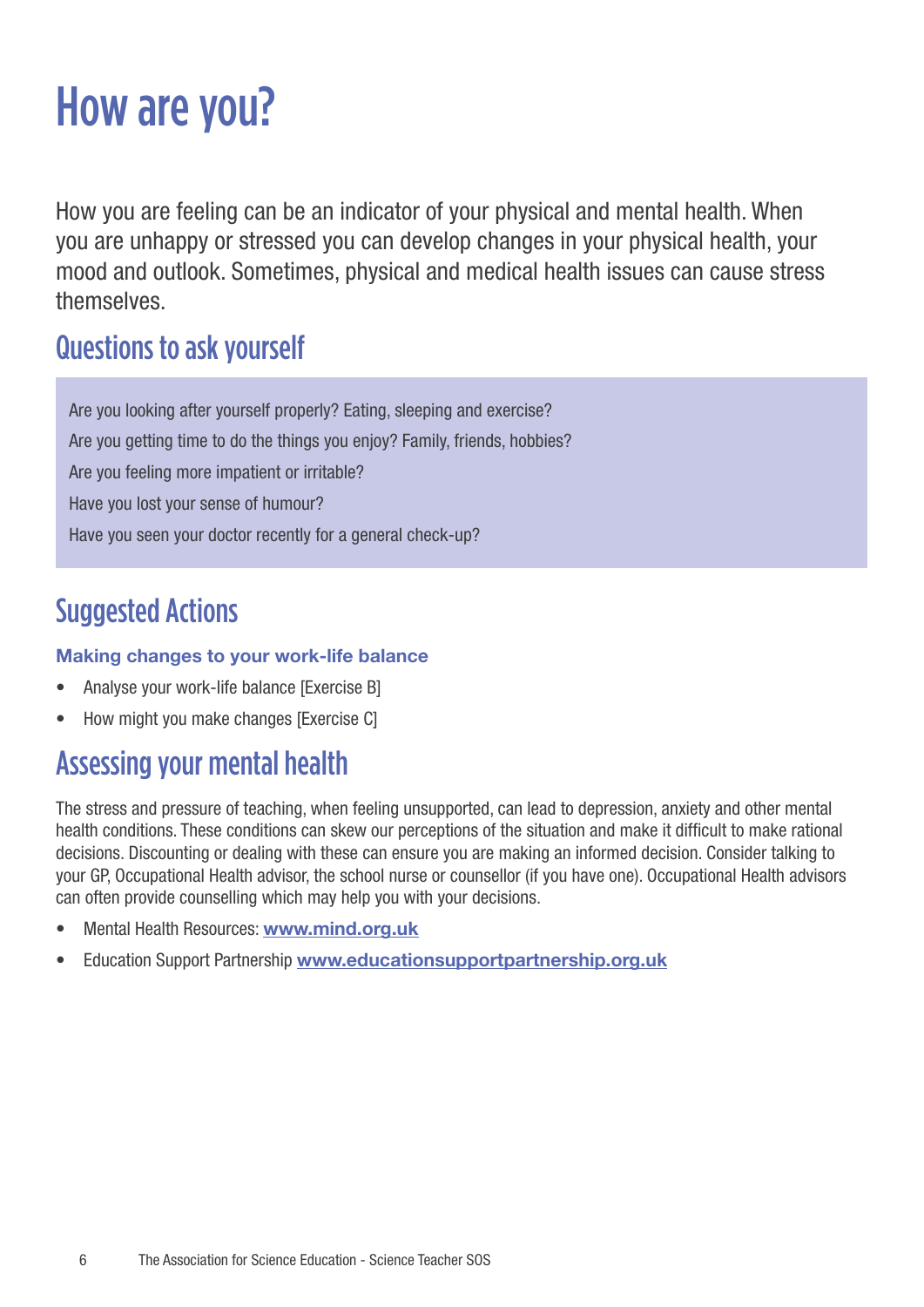# How are you?

How you are feeling can be an indicator of your physical and mental health. When you are unhappy or stressed you can develop changes in your physical health, your mood and outlook. Sometimes, physical and medical health issues can cause stress themselves.

## Questions to ask yourself

Are you looking after yourself properly? Eating, sleeping and exercise?

Are you getting time to do the things you enjoy? Family, friends, hobbies?

Are you feeling more impatient or irritable?

Have you lost your sense of humour?

Have you seen your doctor recently for a general check-up?

## Suggested Actions

### Making changes to your work-life balance

- Analyse your work-life balance [Exercise B]
- How might you make changes [Exercise C]

## Assessing your mental health

The stress and pressure of teaching, when feeling unsupported, can lead to depression, anxiety and other mental health conditions. These conditions can skew our perceptions of the situation and make it difficult to make rational decisions. Discounting or dealing with these can ensure you are making an informed decision. Consider talking to your GP, Occupational Health advisor, the school nurse or counsellor (if you have one). Occupational Health advisors can often provide counselling which may help you with your decisions.

- Mental Health Resources: **www.mind.org.uk**
- Education Support Partnership **www.educationsupportpartnership.org.uk**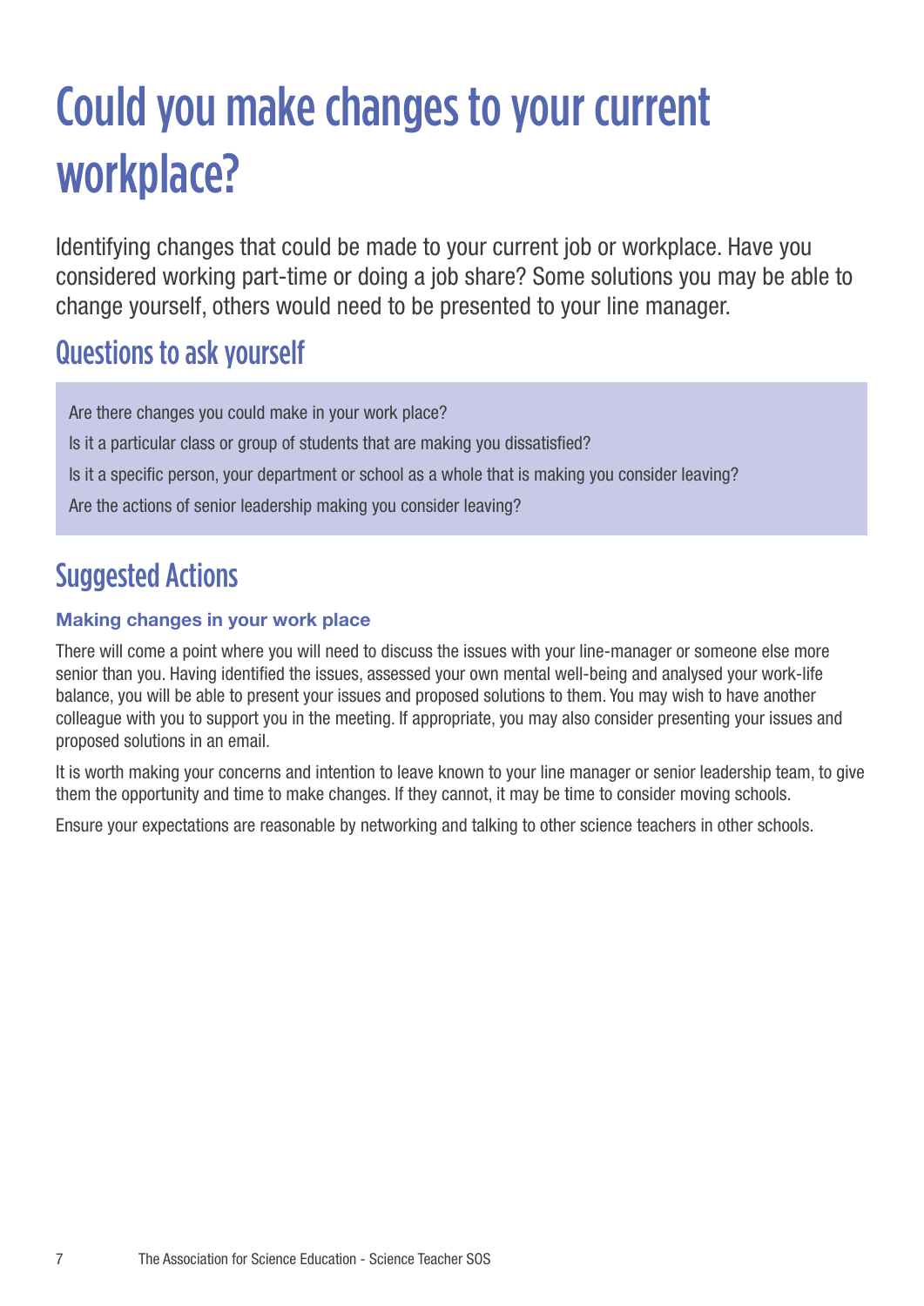# Could you make changes to your current workplace?

Identifying changes that could be made to your current job or workplace. Have you considered working part-time or doing a job share? Some solutions you may be able to change yourself, others would need to be presented to your line manager.

## Questions to ask yourself

Are there changes you could make in your work place?

Is it a particular class or group of students that are making you dissatisfied?

Is it a specific person, your department or school as a whole that is making you consider leaving?

Are the actions of senior leadership making you consider leaving?

## Suggested Actions

### Making changes in your work place

There will come a point where you will need to discuss the issues with your line-manager or someone else more senior than you. Having identified the issues, assessed your own mental well-being and analysed your work-life balance, you will be able to present your issues and proposed solutions to them. You may wish to have another colleague with you to support you in the meeting. If appropriate, you may also consider presenting your issues and proposed solutions in an email.

It is worth making your concerns and intention to leave known to your line manager or senior leadership team, to give them the opportunity and time to make changes. If they cannot, it may be time to consider moving schools.

Ensure your expectations are reasonable by networking and talking to other science teachers in other schools.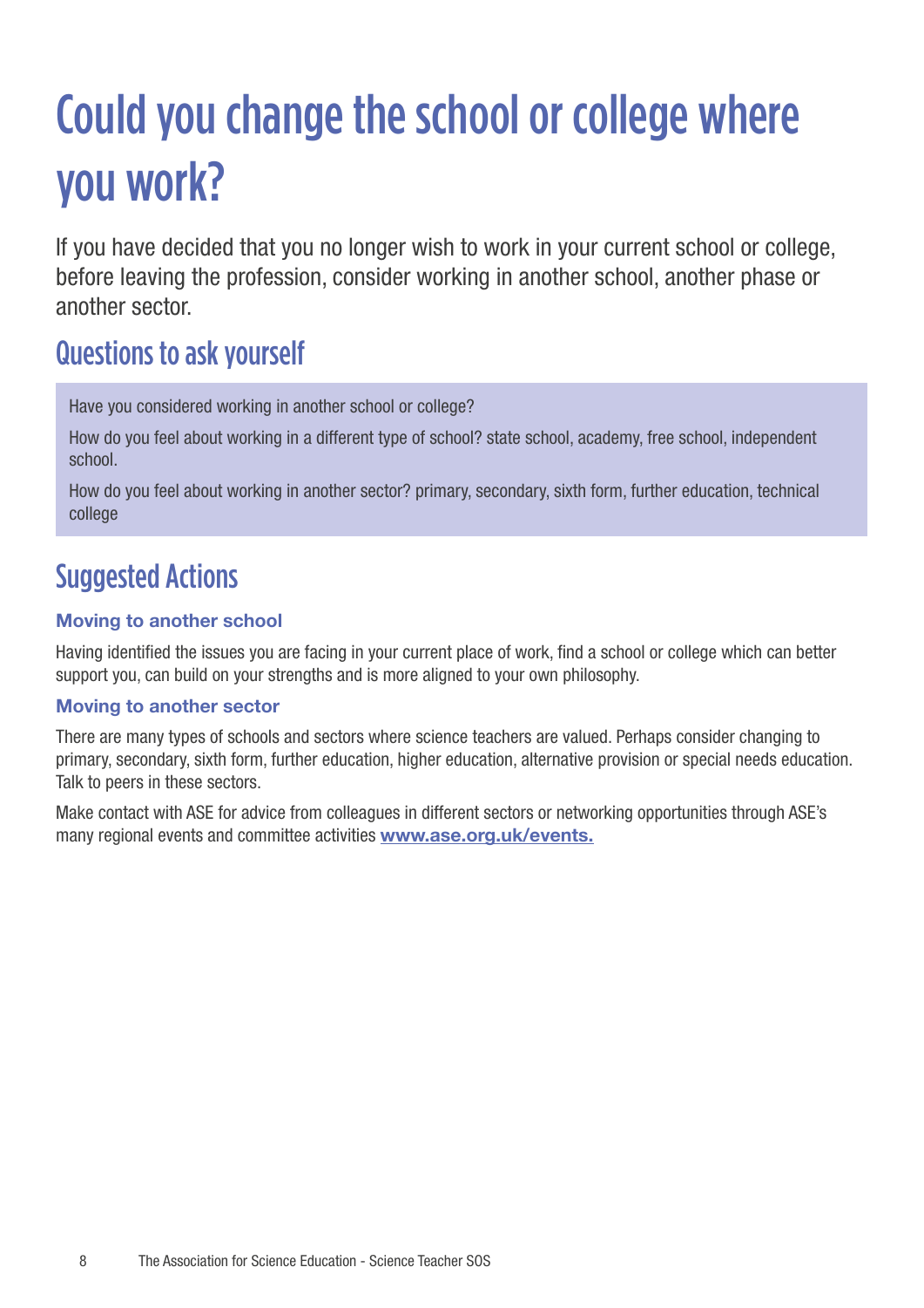# Could you change the school or college where you work?

If you have decided that you no longer wish to work in your current school or college, before leaving the profession, consider working in another school, another phase or another sector.

## Questions to ask yourself

Have you considered working in another school or college?

How do you feel about working in a different type of school? state school, academy, free school, independent school.

How do you feel about working in another sector? primary, secondary, sixth form, further education, technical college

## Suggested Actions

### Moving to another school

Having identified the issues you are facing in your current place of work, find a school or college which can better support you, can build on your strengths and is more aligned to your own philosophy.

### Moving to another sector

There are many types of schools and sectors where science teachers are valued. Perhaps consider changing to primary, secondary, sixth form, further education, higher education, alternative provision or special needs education. Talk to peers in these sectors.

Make contact with ASE for advice from colleagues in different sectors or networking opportunities through ASE's many regional events and committee activities **www.ase.org.uk/events.**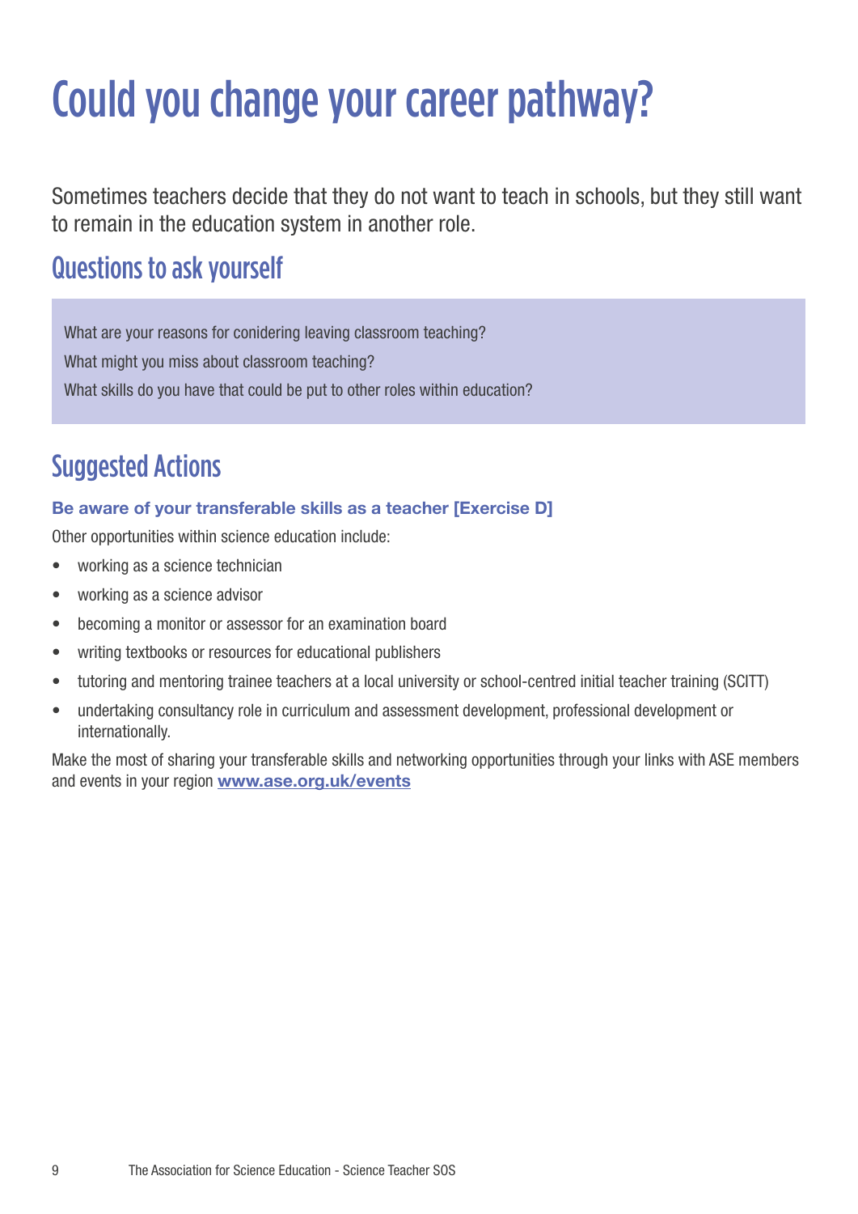# Could you change your career pathway?

Sometimes teachers decide that they do not want to teach in schools, but they still want to remain in the education system in another role.

## Questions to ask yourself

What are your reasons for conidering leaving classroom teaching?

What might you miss about classroom teaching?

What skills do you have that could be put to other roles within education?

## Suggested Actions

### Be aware of your transferable skills as a teacher [Exercise D]

Other opportunities within science education include:

- working as a science technician
- working as a science advisor
- becoming a monitor or assessor for an examination board
- writing textbooks or resources for educational publishers
- tutoring and mentoring trainee teachers at a local university or school-centred initial teacher training (SCITT)
- undertaking consultancy role in curriculum and assessment development, professional development or internationally.

Make the most of sharing your transferable skills and networking opportunities through your links with ASE members and events in your region **www.ase.org.uk/events**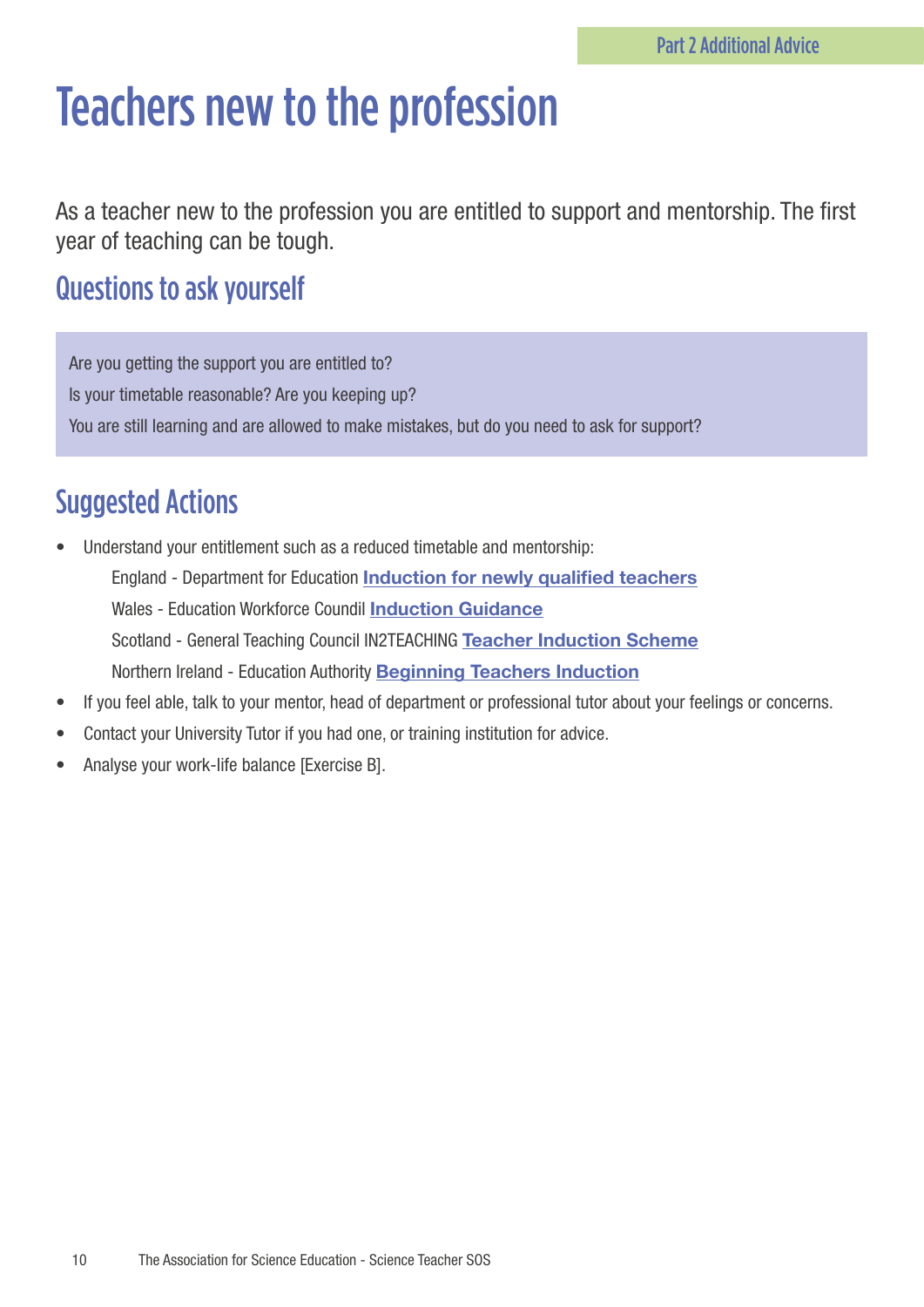# Teachers new to the profession

As a teacher new to the profession you are entitled to support and mentorship. The first year of teaching can be tough.

## Questions to ask yourself

Are you getting the support you are entitled to?

Is your timetable reasonable? Are you keeping up?

You are still learning and are allowed to make mistakes, but do you need to ask for support?

## Suggested Actions

- Understand your entitlement such as a reduced timetable and mentorship:
  - England - Department for Education **Induction for newly qualified teachers**
  - Wales - Education Workforce Coundil **Induction Guidance**
  - Scotland - General Teaching Council IN2TEACHING **Teacher Induction Scheme**
  - Northern Ireland - Education Authority **Beginning Teachers Induction**
- If you feel able, talk to your mentor, head of department or professional tutor about your feelings or concerns.
- Contact your University Tutor if you had one, or training institution for advice.
- Analyse your work-life balance [Exercise B].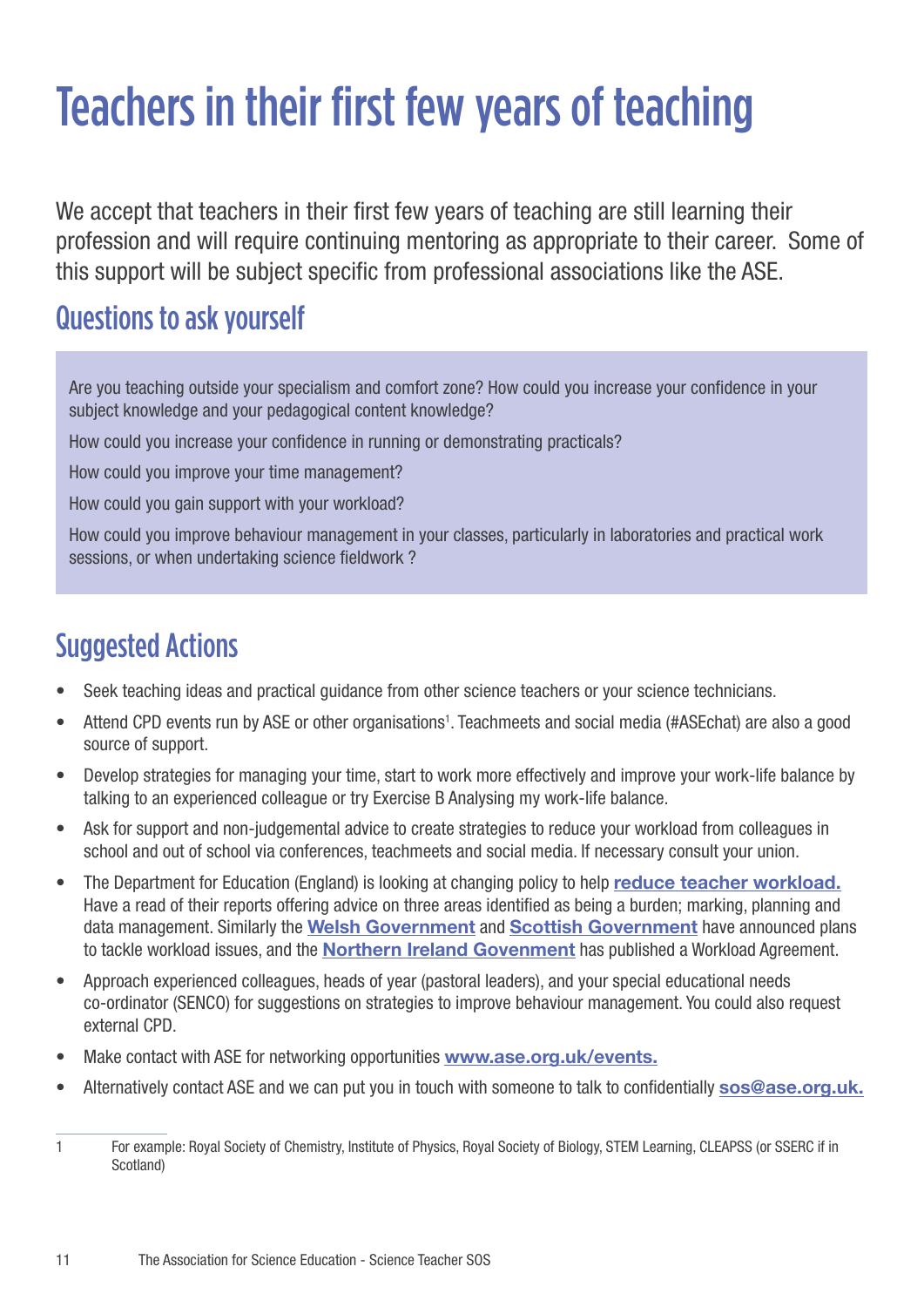# Teachers in their first few years of teaching

We accept that teachers in their first few years of teaching are still learning their profession and will require continuing mentoring as appropriate to their career. Some of this support will be subject specific from professional associations like the ASE.

## Questions to ask yourself

Are you teaching outside your specialism and comfort zone? How could you increase your confidence in your subject knowledge and your pedagogical content knowledge?

How could you increase your confidence in running or demonstrating practicals?

How could you improve your time management?

How could you gain support with your workload?

How could you improve behaviour management in your classes, particularly in laboratories and practical work sessions, or when undertaking science fieldwork ?

## Suggested Actions

- Seek teaching ideas and practical guidance from other science teachers or your science technicians.
- Attend CPD events run by ASE or other organisations[1]. Teachmeets and social media (#ASEchat) are also a good source of support.
- Develop strategies for managing your time, start to work more effectively and improve your work-life balance by talking to an experienced colleague or try Exercise B Analysing my work-life balance.
- Ask for support and non-judgemental advice to create strategies to reduce your workload from colleagues in school and out of school via conferences, teachmeets and social media. If necessary consult your union.
- The Department for Education (England) is looking at changing policy to help **reduce teacher workload.** Have a read of their reports offering advice on three areas identified as being a burden; marking, planning and data management. Similarly the **Welsh Government** and **Scottish Government** have announced plans to tackle workload issues, and the **Northern Ireland Govenment** has published a Workload Agreement.
- Approach experienced colleagues, heads of year (pastoral leaders), and your special educational needs co-ordinator (SENCO) for suggestions on strategies to improve behaviour management. You could also request external CPD.
- Make contact with ASE for networking opportunities **www.ase.org.uk/events.**
- Alternatively contact ASE and we can put you in touch with someone to talk to confidentially **sos@ase.org.uk.**

---

1 For example: Royal Society of Chemistry, Institute of Physics, Royal Society of Biology, STEM Learning, CLEAPSS (or SSERC if in Scotland)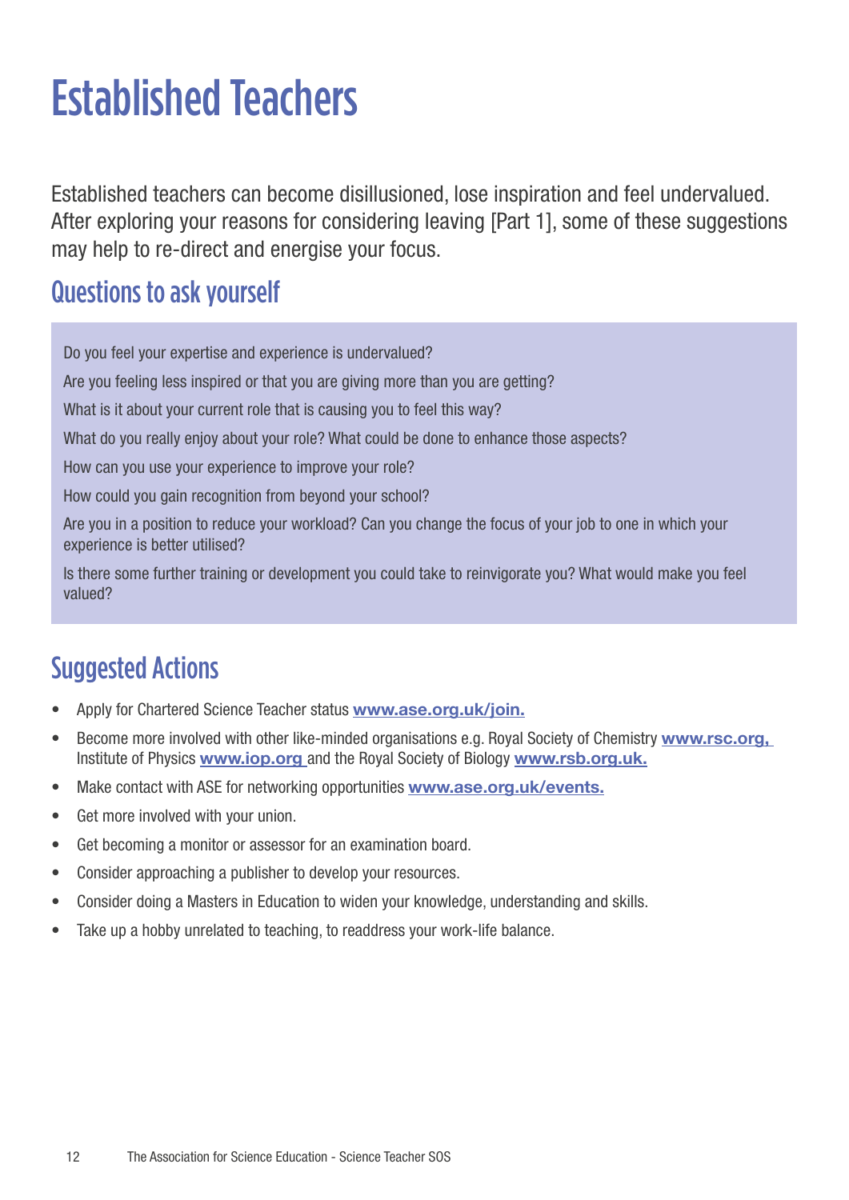# Established Teachers

Established teachers can become disillusioned, lose inspiration and feel undervalued. After exploring your reasons for considering leaving [Part 1], some of these suggestions may help to re-direct and energise your focus.

## Questions to ask yourself

Do you feel your expertise and experience is undervalued?

Are you feeling less inspired or that you are giving more than you are getting?

What is it about your current role that is causing you to feel this way?

What do you really enjoy about your role? What could be done to enhance those aspects?

How can you use your experience to improve your role?

How could you gain recognition from beyond your school?

Are you in a position to reduce your workload? Can you change the focus of your job to one in which your experience is better utilised?

Is there some further training or development you could take to reinvigorate you? What would make you feel valued?

## Suggested Actions

- Apply for Chartered Science Teacher status **www.ase.org.uk/join.**
- Become more involved with other like-minded organisations e.g. Royal Society of Chemistry **www.rsc.org,** Institute of Physics **www.iop.org** and the Royal Society of Biology **www.rsb.org.uk.**
- Make contact with ASE for networking opportunities **www.ase.org.uk/events.**
- Get more involved with your union.
- Get becoming a monitor or assessor for an examination board.
- Consider approaching a publisher to develop your resources.
- Consider doing a Masters in Education to widen your knowledge, understanding and skills.
- Take up a hobby unrelated to teaching, to readdress your work-life balance.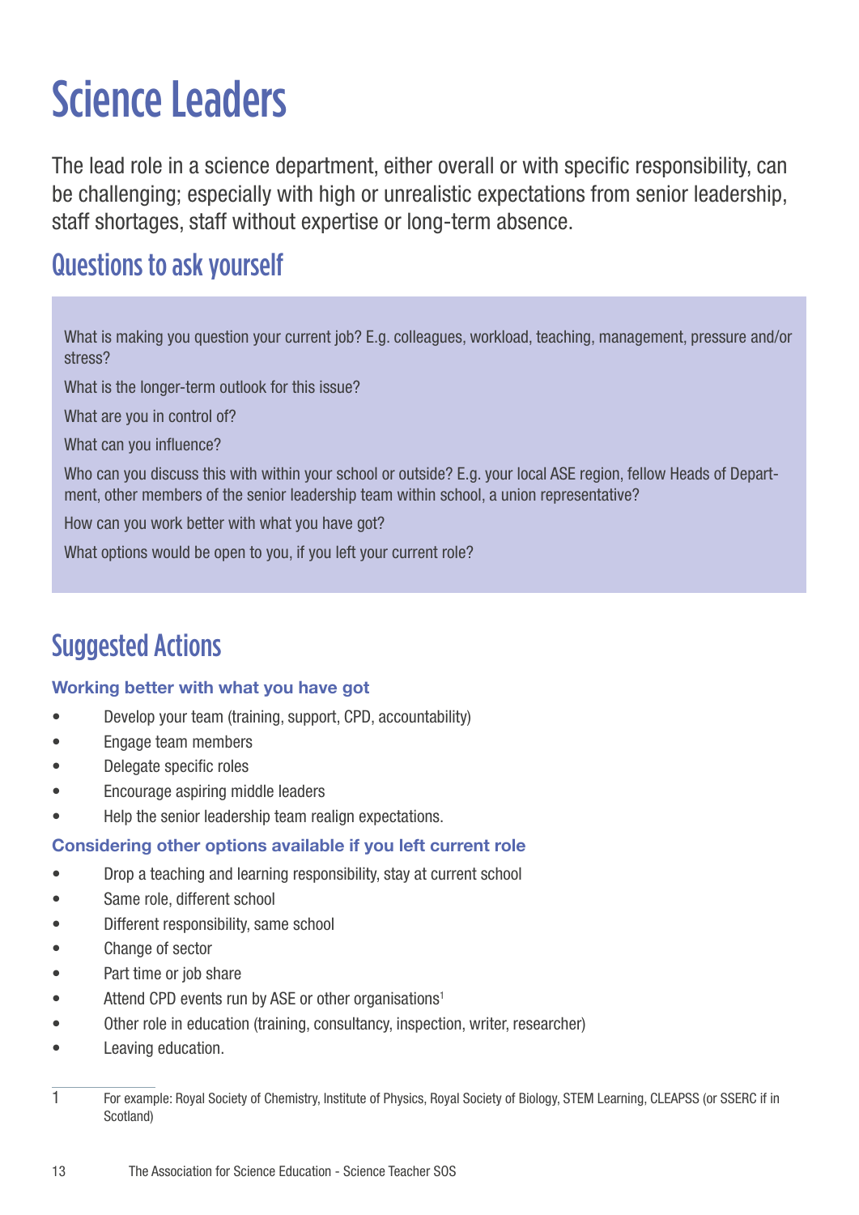# Science Leaders

The lead role in a science department, either overall or with specific responsibility, can be challenging; especially with high or unrealistic expectations from senior leadership, staff shortages, staff without expertise or long-term absence.

## Questions to ask yourself

What is making you question your current job? E.g. colleagues, workload, teaching, management, pressure and/or stress?

What is the longer-term outlook for this issue?

What are you in control of?

What can you influence?

Who can you discuss this with within your school or outside? E.g. your local ASE region, fellow Heads of Department, other members of the senior leadership team within school, a union representative?

How can you work better with what you have got?

What options would be open to you, if you left your current role?

## Suggested Actions

### Working better with what you have got

- Develop your team (training, support, CPD, accountability)
- Engage team members
- Delegate specific roles
- Encourage aspiring middle leaders
- Help the senior leadership team realign expectations.

### Considering other options available if you left current role

- Drop a teaching and learning responsibility, stay at current school
- Same role, different school
- Different responsibility, same school
- Change of sector
- Part time or job share
- Attend CPD events run by ASE or other organisations[1]
- Other role in education (training, consultancy, inspection, writer, researcher)
- Leaving education.

1 For example: Royal Society of Chemistry, Institute of Physics, Royal Society of Biology, STEM Learning, CLEAPSS (or SSERC if in Scotland)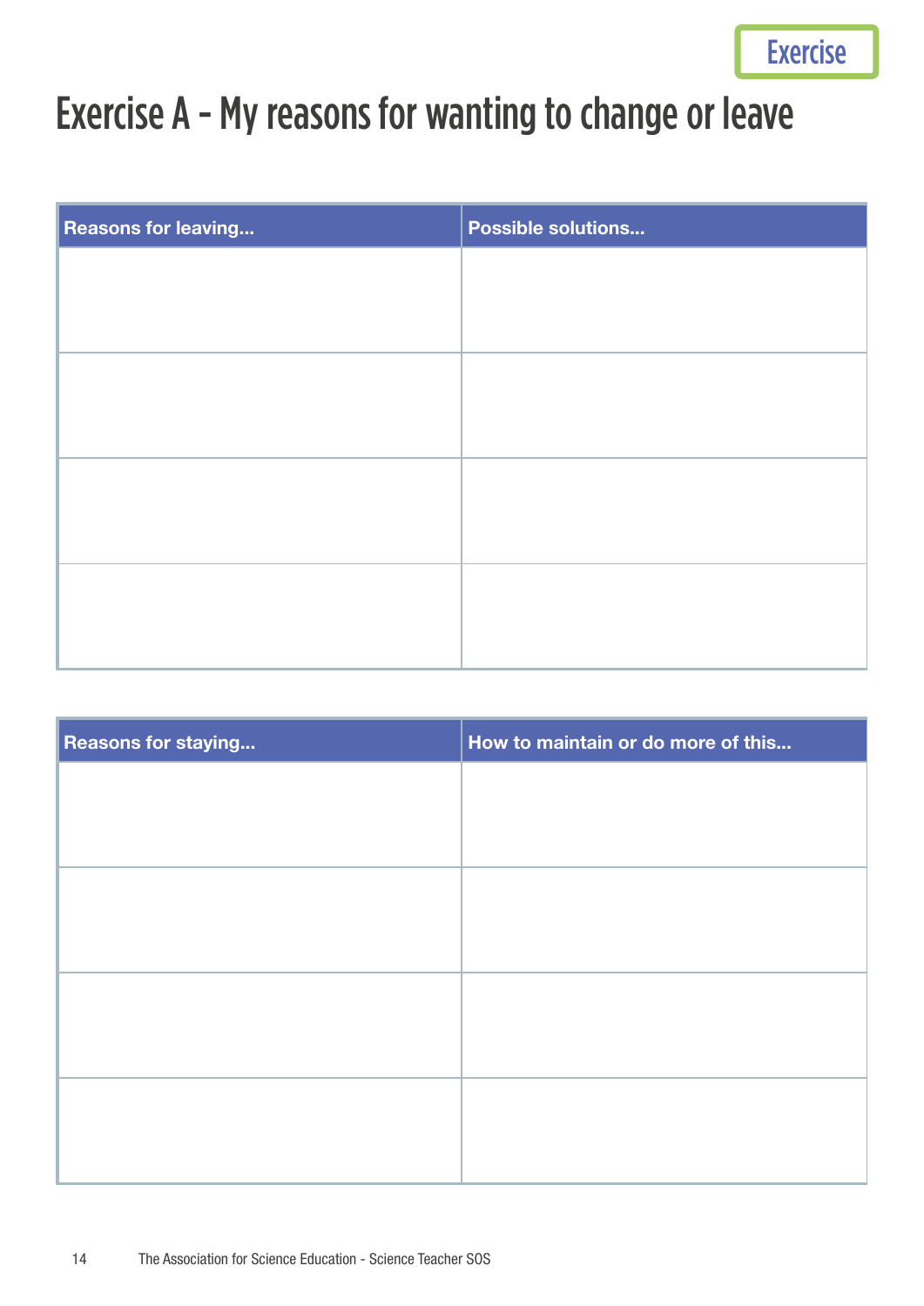Exercise

# Exercise A – My reasons for wanting to change or leave

| Reasons for leaving... | Possible solutions... |
|---|---|
| | |
| | |
| | |
| | |

| Reasons for staying... | How to maintain or do more of this... |
|---|---|
| | |
| | |
| | |
| | |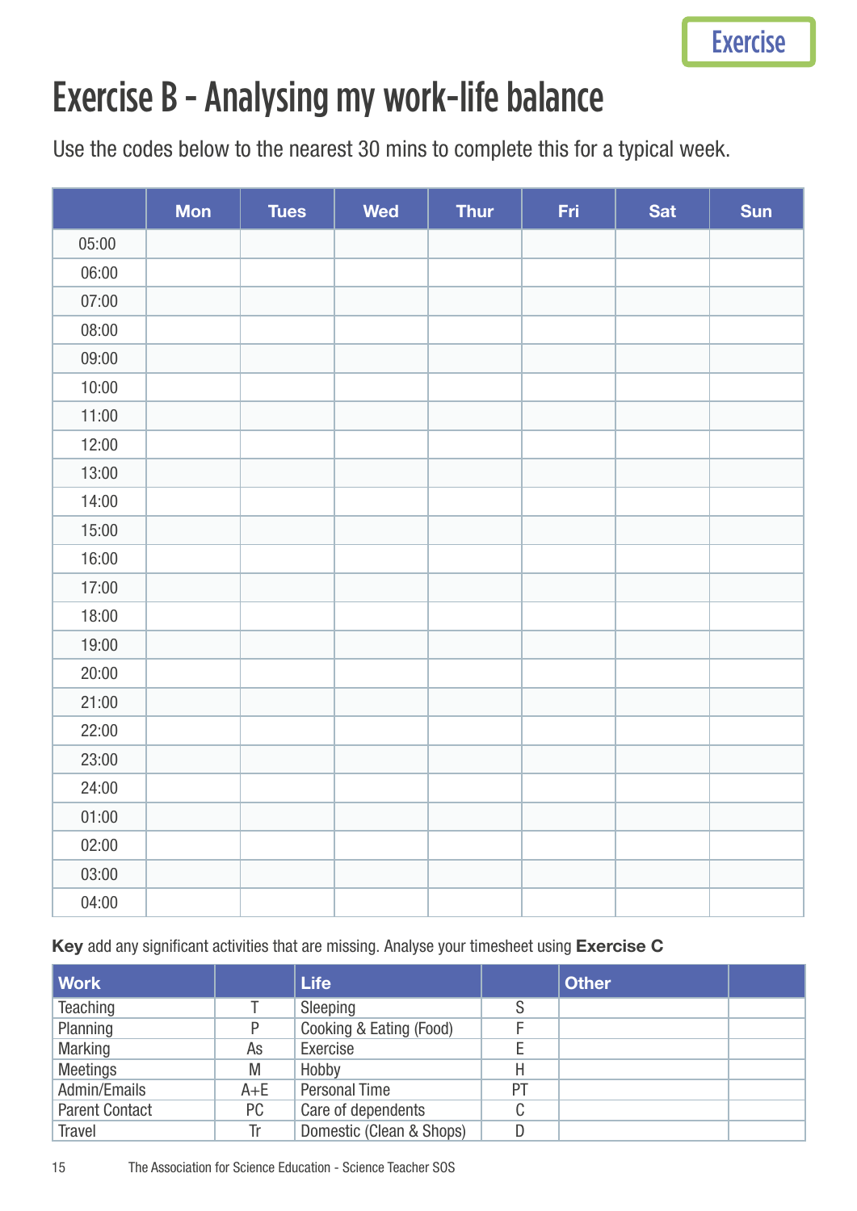Exercise

# Exercise B - Analysing my work-life balance

Use the codes below to the nearest 30 mins to complete this for a typical week.

| | Mon | Tues | Wed | Thur | Fri | Sat | Sun |
|---|---|---|---|---|---|---|---|
| 05:00 | | | | | | | |
| 06:00 | | | | | | | |
| 07:00 | | | | | | | |
| 08:00 | | | | | | | |
| 09:00 | | | | | | | |
| 10:00 | | | | | | | |
| 11:00 | | | | | | | |
| 12:00 | | | | | | | |
| 13:00 | | | | | | | |
| 14:00 | | | | | | | |
| 15:00 | | | | | | | |
| 16:00 | | | | | | | |
| 17:00 | | | | | | | |
| 18:00 | | | | | | | |
| 19:00 | | | | | | | |
| 20:00 | | | | | | | |
| 21:00 | | | | | | | |
| 22:00 | | | | | | | |
| 23:00 | | | | | | | |
| 24:00 | | | | | | | |
| 01:00 | | | | | | | |
| 02:00 | | | | | | | |
| 03:00 | | | | | | | |
| 04:00 | | | | | | | |

**Key** add any significant activities that are missing. Analyse your timesheet using **Exercise C**

| Work | | Life | | Other | |
|---|---|---|---|---|---|
| Teaching | T | Sleeping | S | | |
| Planning | P | Cooking & Eating (Food) | F | | |
| Marking | As | Exercise | E | | |
| Meetings | M | Hobby | H | | |
| Admin/Emails | A+E | Personal Time | PT | | |
| Parent Contact | PC | Care of dependents | C | | |
| Travel | Tr | Domestic (Clean & Shops) | D | | |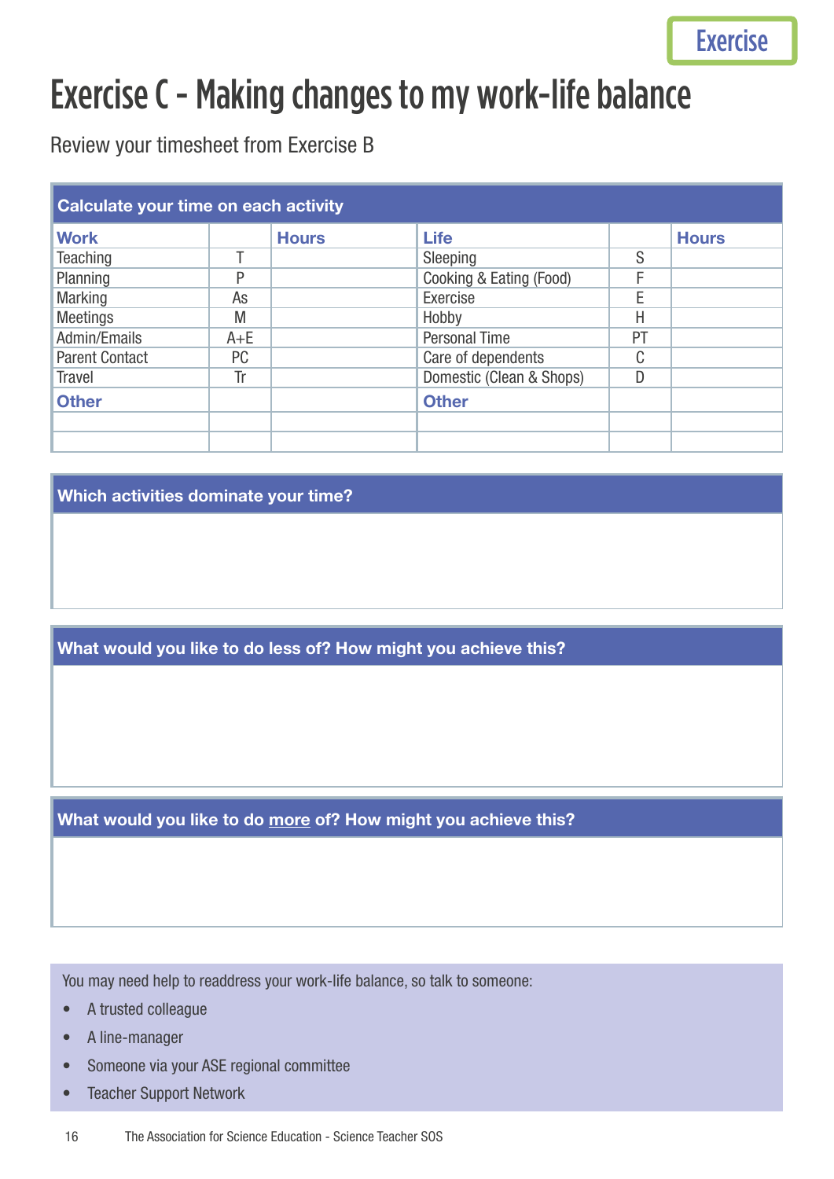Exercise

# Exercise C - Making changes to my work-life balance

Review your timesheet from Exercise B

| Calculate your time on each activity | | | | | |
|---|---|---|---|---|---|
| **Work** | | **Hours** | **Life** | | **Hours** |
| Teaching | T | | Sleeping | S | |
| Planning | P | | Cooking & Eating (Food) | F | |
| Marking | As | | Exercise | E | |
| Meetings | M | | Hobby | H | |
| Admin/Emails | A+E | | Personal Time | PT | |
| Parent Contact | PC | | Care of dependents | C | |
| Travel | Tr | | Domestic (Clean & Shops) | D | |
| **Other** | | | **Other** | | |
| | | | | | |
| | | | | | |

**Which activities dominate your time?**

**What would you like to do less of? How might you achieve this?**

**What would you like to do <u>more</u> of? How might you achieve this?**

You may need help to readdress your work-life balance, so talk to someone:

- A trusted colleague
- A line-manager
- Someone via your ASE regional committee
- Teacher Support Network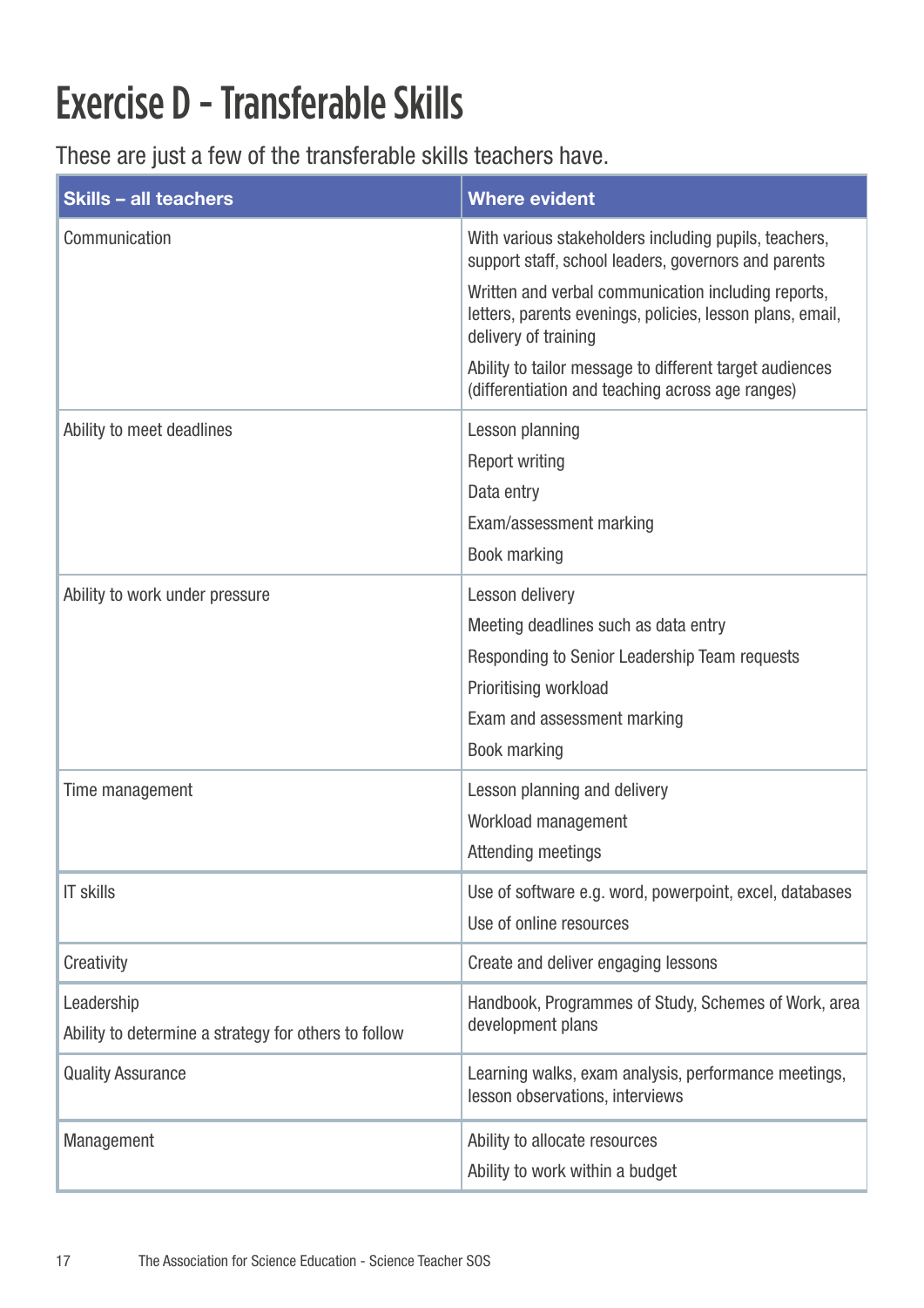# Exercise D - Transferable Skills

These are just a few of the transferable skills teachers have.

| Skills – all teachers | Where evident |
|---|---|
| Communication | With various stakeholders including pupils, teachers, support staff, school leaders, governors and parents<br><br>Written and verbal communication including reports, letters, parents evenings, policies, lesson plans, email, delivery of training<br><br>Ability to tailor message to different target audiences (differentiation and teaching across age ranges) |
| Ability to meet deadlines | Lesson planning<br><br>Report writing<br><br>Data entry<br><br>Exam/assessment marking<br><br>Book marking |
| Ability to work under pressure | Lesson delivery<br><br>Meeting deadlines such as data entry<br><br>Responding to Senior Leadership Team requests<br><br>Prioritising workload<br><br>Exam and assessment marking<br><br>Book marking |
| Time management | Lesson planning and delivery<br><br>Workload management<br><br>Attending meetings |
| IT skills | Use of software e.g. word, powerpoint, excel, databases<br><br>Use of online resources |
| Creativity | Create and deliver engaging lessons |
| Leadership<br><br>Ability to determine a strategy for others to follow | Handbook, Programmes of Study, Schemes of Work, area development plans |
| Quality Assurance | Learning walks, exam analysis, performance meetings, lesson observations, interviews |
| Management | Ability to allocate resources<br><br>Ability to work within a budget |